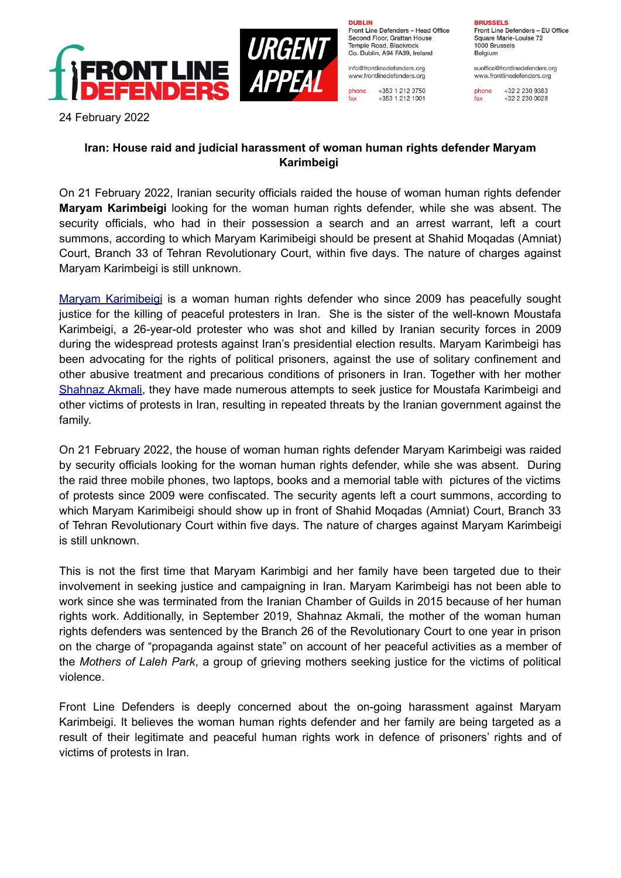FRONT LINE DEFENDERS

URGENT APPEAL

**DUBLIN**
Front Line Defenders – Head Office
Second Floor, Grattan House
Temple Road, Blackrock
Co. Dublin, A94 FA39, Ireland

info@frontlinedefenders.org
www.frontlinedefenders.org

phone +353 1 212 3750
fax +353 1 212 1001

**BRUSSELS**
Front Line Defenders – EU Office
Square Marie-Louise 72
1000 Brussels
Belgium

euoffice@frontlinedefenders.org
www.frontlinedefenders.org

phone +32 2 230 9383
fax +32 2 230 0028

24 February 2022

## Iran: House raid and judicial harassment of woman human rights defender Maryam Karimbeigi

On 21 February 2022, Iranian security officials raided the house of woman human rights defender **Maryam Karimbeigi** looking for the woman human rights defender, while she was absent. The security officials, who had in their possession a search and an arrest warrant, left a court summons, according to which Maryam Karimibeigi should be present at Shahid Moqadas (Amniat) Court, Branch 33 of Tehran Revolutionary Court, within five days. The nature of charges against Maryam Karimbeigi is still unknown.

Maryam Karimibeigi is a woman human rights defender who since 2009 has peacefully sought justice for the killing of peaceful protesters in Iran. She is the sister of the well-known Moustafa Karimbeigi, a 26-year-old protester who was shot and killed by Iranian security forces in 2009 during the widespread protests against Iran's presidential election results. Maryam Karimbeigi has been advocating for the rights of political prisoners, against the use of solitary confinement and other abusive treatment and precarious conditions of prisoners in Iran. Together with her mother Shahnaz Akmali, they have made numerous attempts to seek justice for Moustafa Karimbeigi and other victims of protests in Iran, resulting in repeated threats by the Iranian government against the family.

On 21 February 2022, the house of woman human rights defender Maryam Karimbeigi was raided by security officials looking for the woman human rights defender, while she was absent. During the raid three mobile phones, two laptops, books and a memorial table with pictures of the victims of protests since 2009 were confiscated. The security agents left a court summons, according to which Maryam Karimibeigi should show up in front of Shahid Moqadas (Amniat) Court, Branch 33 of Tehran Revolutionary Court within five days. The nature of charges against Maryam Karimbeigi is still unknown.

This is not the first time that Maryam Karimbigi and her family have been targeted due to their involvement in seeking justice and campaigning in Iran. Maryam Karimbeigi has not been able to work since she was terminated from the Iranian Chamber of Guilds in 2015 because of her human rights work. Additionally, in September 2019, Shahnaz Akmali, the mother of the woman human rights defenders was sentenced by the Branch 26 of the Revolutionary Court to one year in prison on the charge of "propaganda against state" on account of her peaceful activities as a member of the *Mothers of Laleh Park*, a group of grieving mothers seeking justice for the victims of political violence.

Front Line Defenders is deeply concerned about the on-going harassment against Maryam Karimbeigi. It believes the woman human rights defender and her family are being targeted as a result of their legitimate and peaceful human rights work in defence of prisoners' rights and of victims of protests in Iran.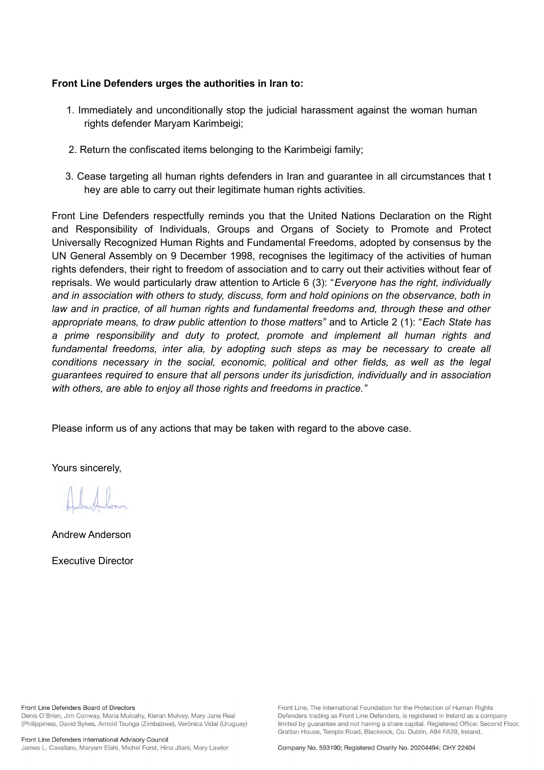**Front Line Defenders urges the authorities in Iran to:**

1. Immediately and unconditionally stop the judicial harassment against the woman human rights defender Maryam Karimbeigi;

2. Return the confiscated items belonging to the Karimbeigi family;

3. Cease targeting all human rights defenders in Iran and guarantee in all circumstances that they are able to carry out their legitimate human rights activities.

Front Line Defenders respectfully reminds you that the United Nations Declaration on the Right and Responsibility of Individuals, Groups and Organs of Society to Promote and Protect Universally Recognized Human Rights and Fundamental Freedoms, adopted by consensus by the UN General Assembly on 9 December 1998, recognises the legitimacy of the activities of human rights defenders, their right to freedom of association and to carry out their activities without fear of reprisals. We would particularly draw attention to Article 6 (3): "*Everyone has the right, individually and in association with others to study, discuss, form and hold opinions on the observance, both in law and in practice, of all human rights and fundamental freedoms and, through these and other appropriate means, to draw public attention to those matters"* and to Article 2 (1): "*Each State has a prime responsibility and duty to protect, promote and implement all human rights and fundamental freedoms, inter alia, by adopting such steps as may be necessary to create all conditions necessary in the social, economic, political and other fields, as well as the legal guarantees required to ensure that all persons under its jurisdiction, individually and in association with others, are able to enjoy all those rights and freedoms in practice."*

Please inform us of any actions that may be taken with regard to the above case.

Yours sincerely,

Andrew Anderson

Executive Director

Front Line Defenders Board of Directors
Denis O'Brien, Jim Conway, Maria Mulcahy, Kieran Mulvey, Mary Jane Real (Philippines), David Sykes, Arnold Tsunga (Zimbabwe), Verónica Vidal (Uruguay)

Front Line Defenders International Advisory Council
James L. Cavallaro, Maryam Elahi, Michel Forst, Hina Jilani, Mary Lawlor

Front Line, The International Foundation for the Protection of Human Rights Defenders trading as Front Line Defenders, is registered in Ireland as a company limited by guarantee and not having a share capital. Registered Office: Second Floor, Grattan House, Temple Road, Blackrock, Co. Dublin, A94 FA39, Ireland.

Company No. 593190; Registered Charity No. 20204494; CHY 22404